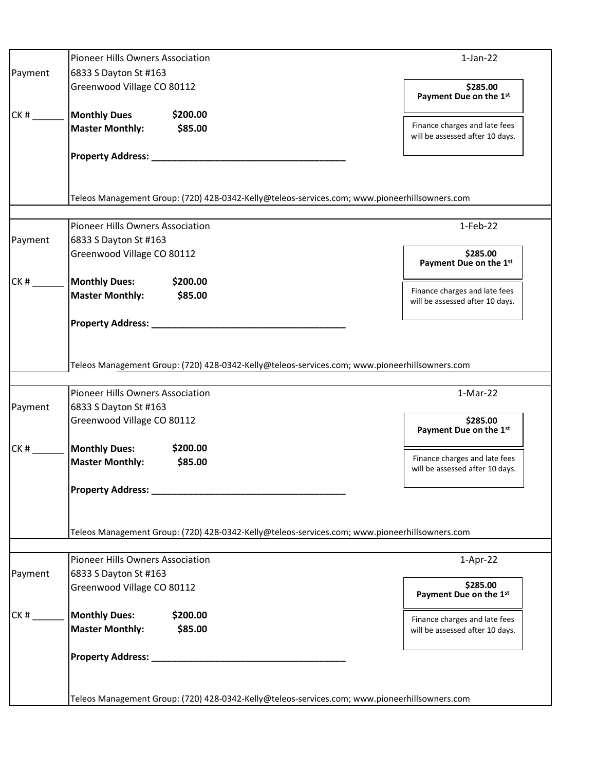| Payment | Pioneer Hills Owners Association | 1-Jan-22 |
|---|---|---|
| | 6833 S Dayton St #163 | |
| | Greenwood Village CO 80112 | **$285.00** **Payment Due on the 1st** |
| CK # ______ | **Monthly Dues** **$200.00** | |
| | **Master Monthly:** **$85.00** | Finance charges and late fees will be assessed after 10 days. |
| | **Property Address: ____________________________________** | |
| | Teleos Management Group: (720) 428-0342-Kelly@teleos-services.com; www.pioneerhillsowners.com | |

| Payment | Pioneer Hills Owners Association | 1-Feb-22 |
|---|---|---|
| | 6833 S Dayton St #163 | |
| | Greenwood Village CO 80112 | **$285.00** **Payment Due on the 1st** |
| CK # ______ | **Monthly Dues:** **$200.00** | |
| | **Master Monthly:** **$85.00** | Finance charges and late fees will be assessed after 10 days. |
| | **Property Address: ____________________________________** | |
| | Teleos Management Group: (720) 428-0342-Kelly@teleos-services.com; www.pioneerhillsowners.com | |

| Payment | Pioneer Hills Owners Association | 1-Mar-22 |
|---|---|---|
| | 6833 S Dayton St #163 | |
| | Greenwood Village CO 80112 | **$285.00** **Payment Due on the 1st** |
| CK # ______ | **Monthly Dues:** **$200.00** | |
| | **Master Monthly:** **$85.00** | Finance charges and late fees will be assessed after 10 days. |
| | **Property Address: ____________________________________** | |
| | Teleos Management Group: (720) 428-0342-Kelly@teleos-services.com; www.pioneerhillsowners.com | |

| Payment | Pioneer Hills Owners Association | 1-Apr-22 |
|---|---|---|
| | 6833 S Dayton St #163 | |
| | Greenwood Village CO 80112 | **$285.00** **Payment Due on the 1st** |
| CK # ______ | **Monthly Dues:** **$200.00** | |
| | **Master Monthly:** **$85.00** | Finance charges and late fees will be assessed after 10 days. |
| | **Property Address: ____________________________________** | |
| | Teleos Management Group: (720) 428-0342-Kelly@teleos-services.com; www.pioneerhillsowners.com | |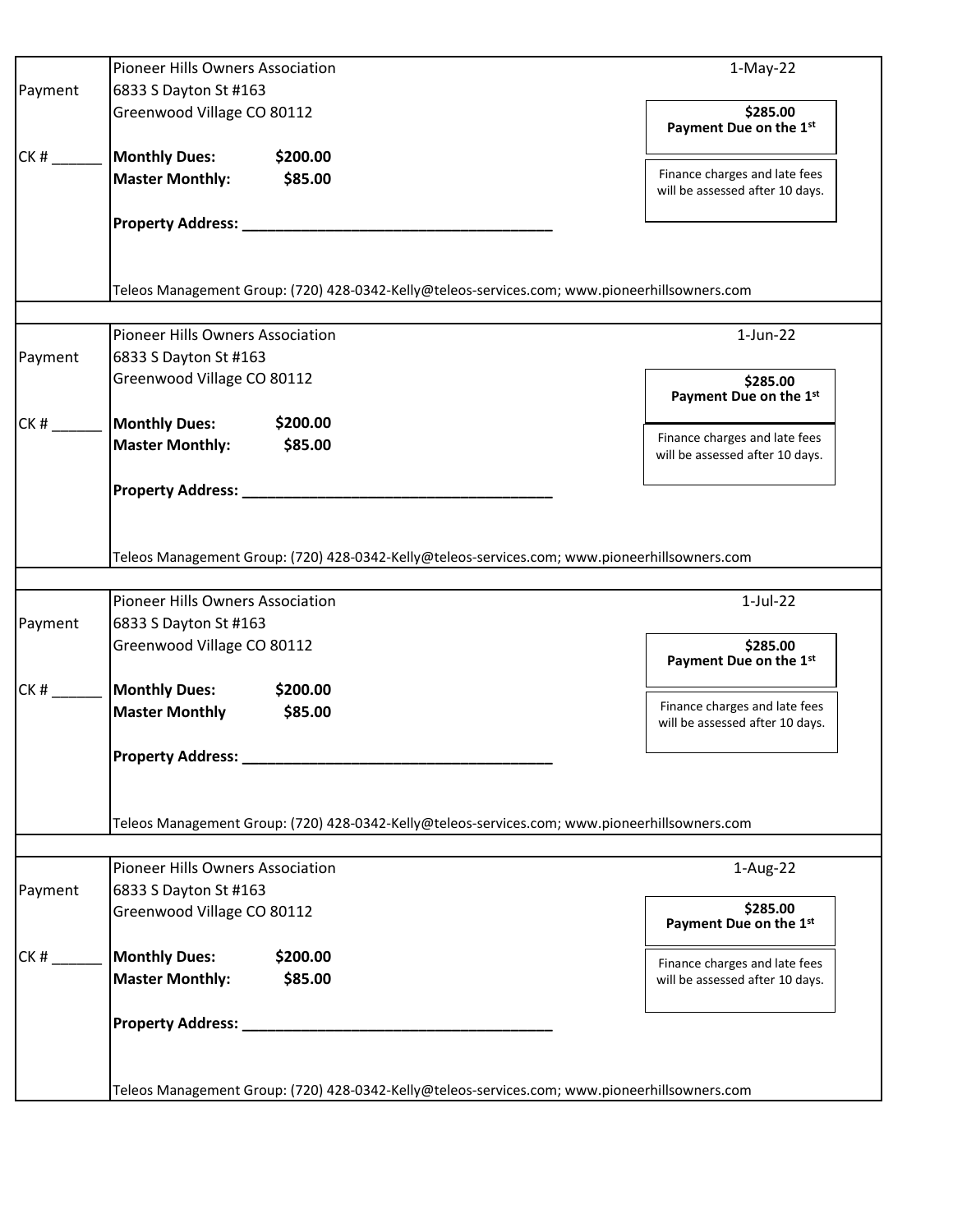| | | |
|---|---|---|
| Payment | Pioneer Hills Owners Association<br>6833 S Dayton St #163<br>Greenwood Village CO 80112 | 1-May-22<br>**$285.00**<br>**Payment Due on the 1st** |
| CK # ______ | **Monthly Dues:** **$200.00**<br>**Master Monthly:** **$85.00**<br><br>**Property Address: _____________________________________** | Finance charges and late fees will be assessed after 10 days. |
| | Teleos Management Group: (720) 428-0342-Kelly@teleos-services.com; www.pioneerhillsowners.com | |

| | | |
|---|---|---|
| Payment | Pioneer Hills Owners Association<br>6833 S Dayton St #163<br>Greenwood Village CO 80112 | 1-Jun-22<br>**$285.00**<br>**Payment Due on the 1st** |
| CK # ______ | **Monthly Dues:** **$200.00**<br>**Master Monthly:** **$85.00**<br><br>**Property Address: _____________________________________** | Finance charges and late fees will be assessed after 10 days. |
| | Teleos Management Group: (720) 428-0342-Kelly@teleos-services.com; www.pioneerhillsowners.com | |

| | | |
|---|---|---|
| Payment | Pioneer Hills Owners Association<br>6833 S Dayton St #163<br>Greenwood Village CO 80112 | 1-Jul-22<br>**$285.00**<br>**Payment Due on the 1st** |
| CK # ______ | **Monthly Dues:** **$200.00**<br>**Master Monthly** **$85.00**<br><br>**Property Address: _____________________________________** | Finance charges and late fees will be assessed after 10 days. |
| | Teleos Management Group: (720) 428-0342-Kelly@teleos-services.com; www.pioneerhillsowners.com | |

| | | |
|---|---|---|
| Payment | Pioneer Hills Owners Association<br>6833 S Dayton St #163<br>Greenwood Village CO 80112 | 1-Aug-22<br>**$285.00**<br>**Payment Due on the 1st** |
| CK # ______ | **Monthly Dues:** **$200.00**<br>**Master Monthly:** **$85.00**<br><br>**Property Address: _____________________________________** | Finance charges and late fees will be assessed after 10 days. |
| | Teleos Management Group: (720) 428-0342-Kelly@teleos-services.com; www.pioneerhillsowners.com | |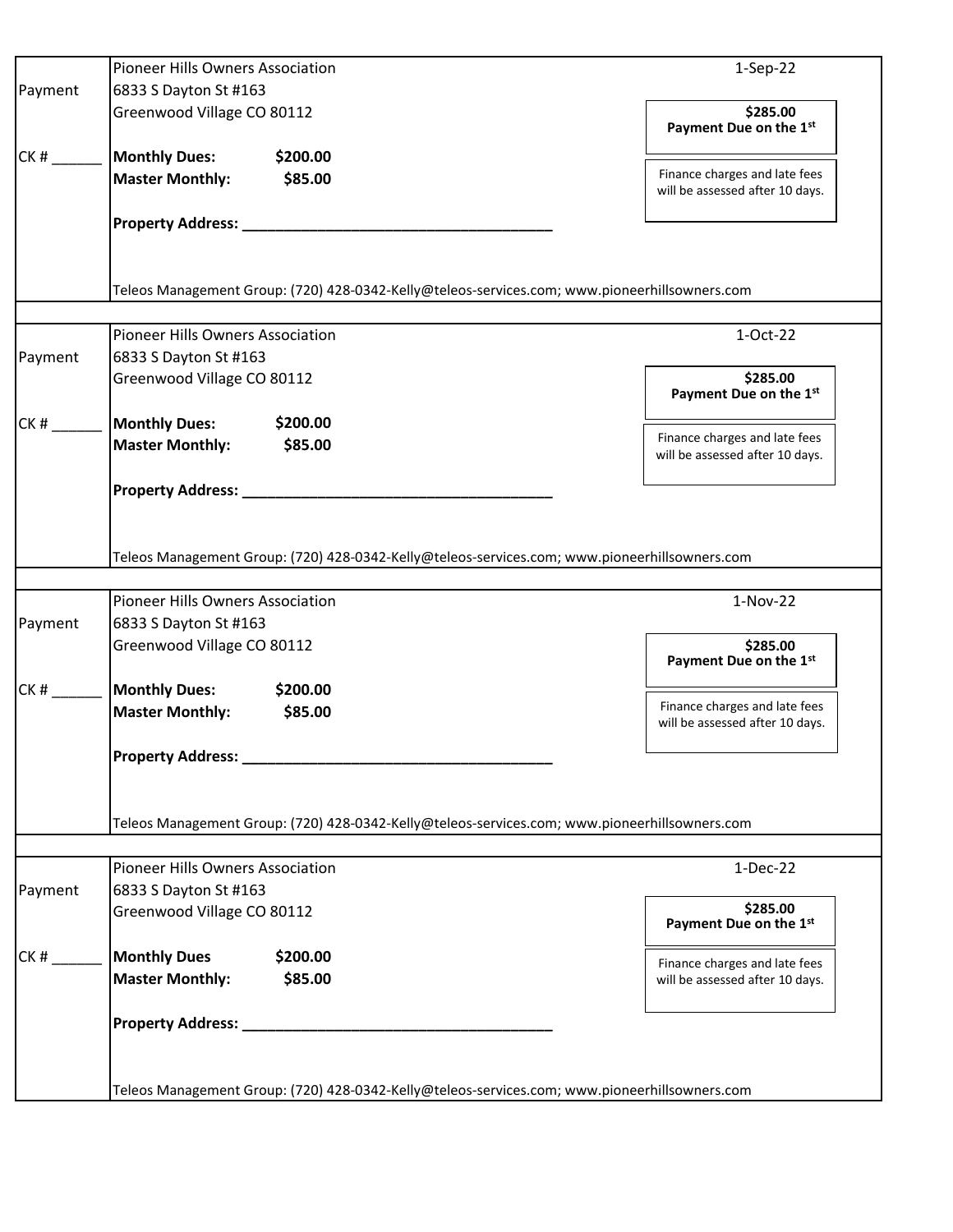| | | |
|---|---|---|
| Payment<br><br>CK # ______ | Pioneer Hills Owners Association<br>6833 S Dayton St #163<br>Greenwood Village CO 80112<br><br>**Monthly Dues:** **$200.00**<br>**Master Monthly:** **$85.00**<br><br>**Property Address: ____________________________________**<br><br>Teleos Management Group: (720) 428-0342-Kelly@teleos-services.com; www.pioneerhillsowners.com | 1-Sep-22<br><br>**$285.00**<br>**Payment Due on the 1st**<br><br>Finance charges and late fees will be assessed after 10 days. |
| Payment<br><br>CK # ______ | Pioneer Hills Owners Association<br>6833 S Dayton St #163<br>Greenwood Village CO 80112<br><br>**Monthly Dues:** **$200.00**<br>**Master Monthly:** **$85.00**<br><br>**Property Address: ____________________________________**<br><br>Teleos Management Group: (720) 428-0342-Kelly@teleos-services.com; www.pioneerhillsowners.com | 1-Oct-22<br><br>**$285.00**<br>**Payment Due on the 1st**<br><br>Finance charges and late fees will be assessed after 10 days. |
| Payment<br><br>CK # ______ | Pioneer Hills Owners Association<br>6833 S Dayton St #163<br>Greenwood Village CO 80112<br><br>**Monthly Dues:** **$200.00**<br>**Master Monthly:** **$85.00**<br><br>**Property Address: ____________________________________**<br><br>Teleos Management Group: (720) 428-0342-Kelly@teleos-services.com; www.pioneerhillsowners.com | 1-Nov-22<br><br>**$285.00**<br>**Payment Due on the 1st**<br><br>Finance charges and late fees will be assessed after 10 days. |
| Payment<br><br>CK # ______ | Pioneer Hills Owners Association<br>6833 S Dayton St #163<br>Greenwood Village CO 80112<br><br>**Monthly Dues** **$200.00**<br>**Master Monthly:** **$85.00**<br><br>**Property Address: ____________________________________**<br><br>Teleos Management Group: (720) 428-0342-Kelly@teleos-services.com; www.pioneerhillsowners.com | 1-Dec-22<br><br>**$285.00**<br>**Payment Due on the 1st**<br><br>Finance charges and late fees will be assessed after 10 days. |